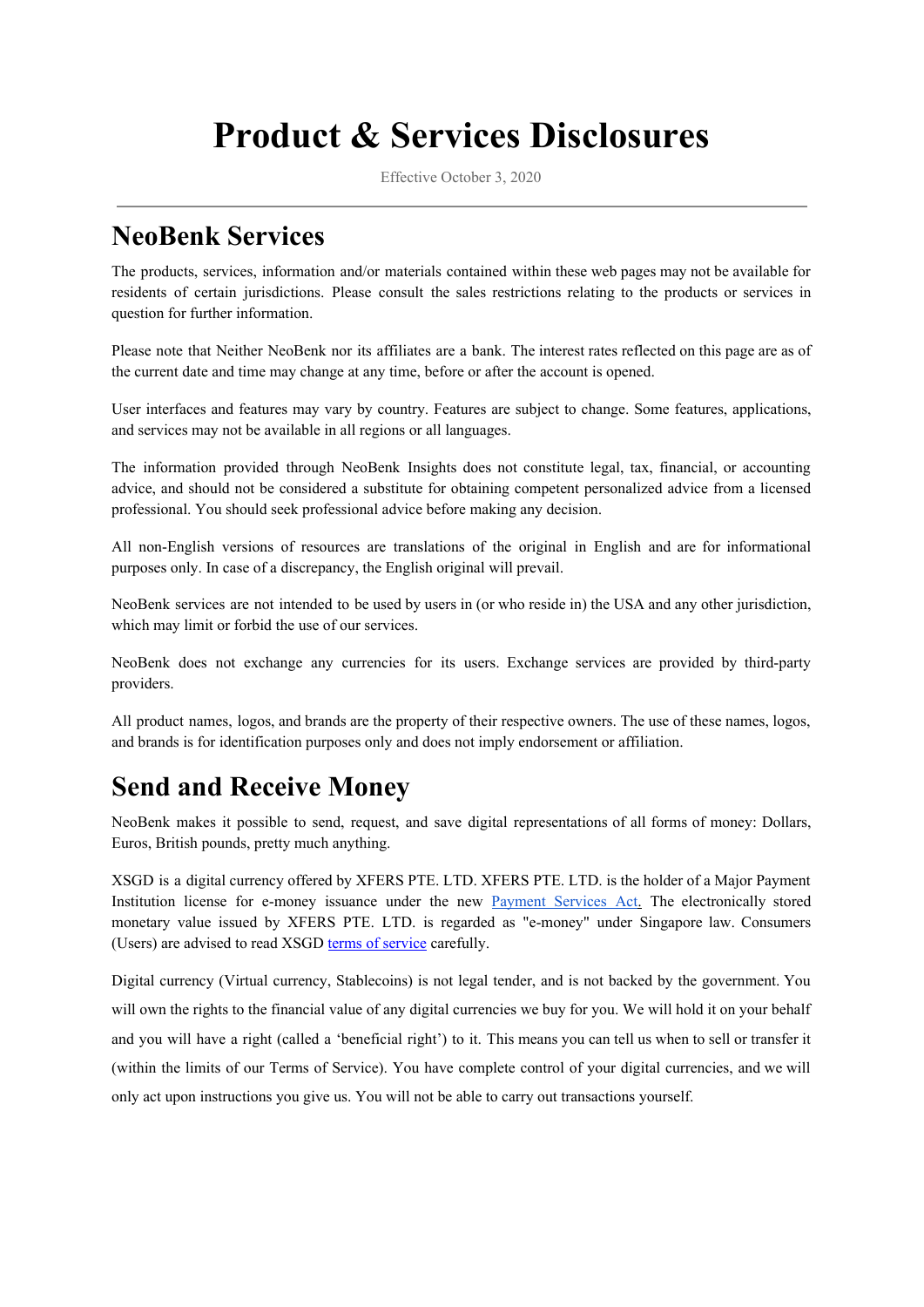# Product & Services Disclosures

Effective October 3, 2020

---

## NeoBenk Services

The products, services, information and/or materials contained within these web pages may not be available for residents of certain jurisdictions. Please consult the sales restrictions relating to the products or services in question for further information.

Please note that Neither NeoBenk nor its affiliates are a bank. The interest rates reflected on this page are as of the current date and time may change at any time, before or after the account is opened.

User interfaces and features may vary by country. Features are subject to change. Some features, applications, and services may not be available in all regions or all languages.

The information provided through NeoBenk Insights does not constitute legal, tax, financial, or accounting advice, and should not be considered a substitute for obtaining competent personalized advice from a licensed professional. You should seek professional advice before making any decision.

All non-English versions of resources are translations of the original in English and are for informational purposes only. In case of a discrepancy, the English original will prevail.

NeoBenk services are not intended to be used by users in (or who reside in) the USA and any other jurisdiction, which may limit or forbid the use of our services.

NeoBenk does not exchange any currencies for its users. Exchange services are provided by third-party providers.

All product names, logos, and brands are the property of their respective owners. The use of these names, logos, and brands is for identification purposes only and does not imply endorsement or affiliation.

## Send and Receive Money

NeoBenk makes it possible to send, request, and save digital representations of all forms of money: Dollars, Euros, British pounds, pretty much anything.

XSGD is a digital currency offered by XFERS PTE. LTD. XFERS PTE. LTD. is the holder of a Major Payment Institution license for e-money issuance under the new Payment Services Act. The electronically stored monetary value issued by XFERS PTE. LTD. is regarded as "e-money" under Singapore law. Consumers (Users) are advised to read XSGD terms of service carefully.

Digital currency (Virtual currency, Stablecoins) is not legal tender, and is not backed by the government. You will own the rights to the financial value of any digital currencies we buy for you. We will hold it on your behalf and you will have a right (called a 'beneficial right') to it. This means you can tell us when to sell or transfer it (within the limits of our Terms of Service). You have complete control of your digital currencies, and we will only act upon instructions you give us. You will not be able to carry out transactions yourself.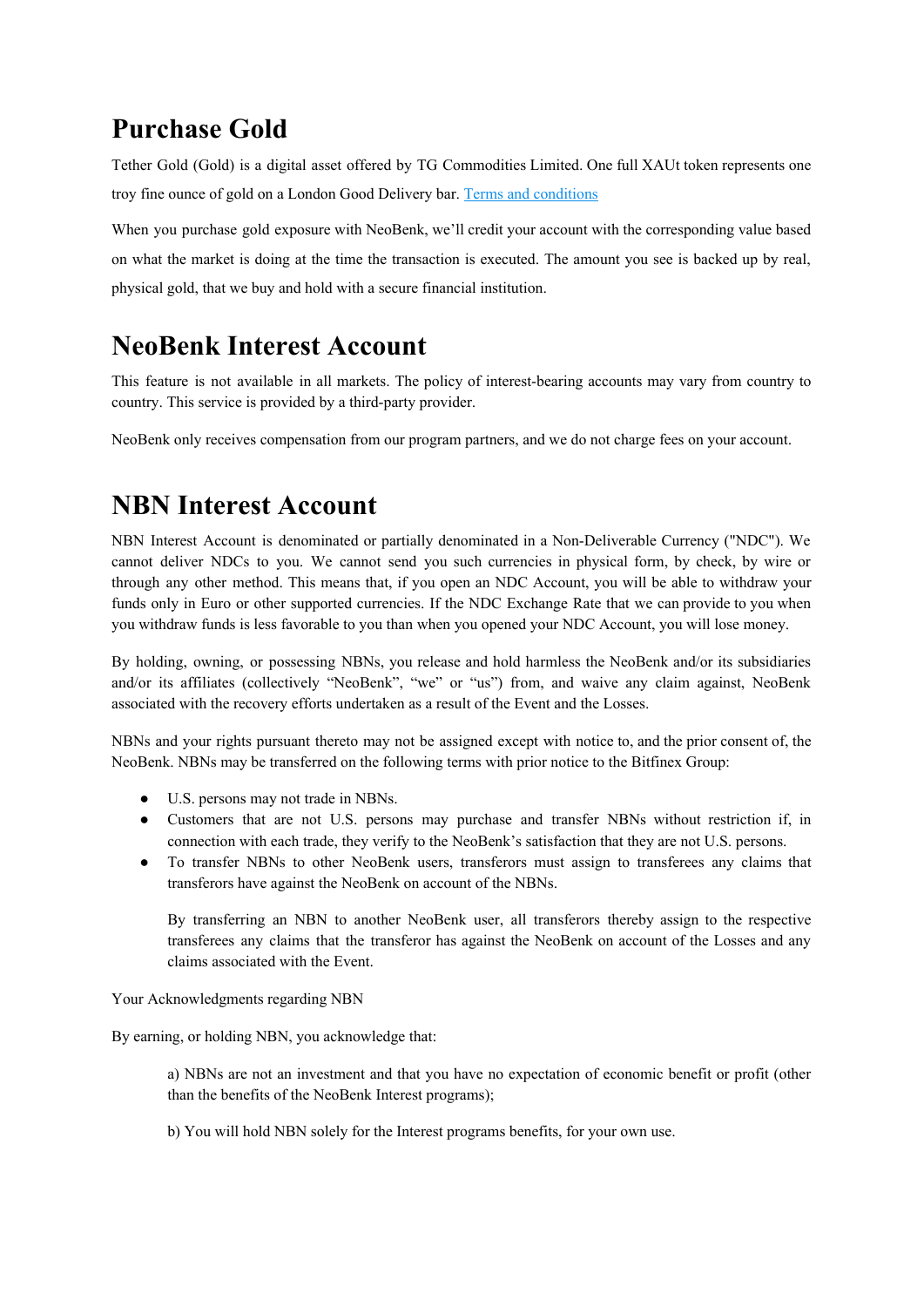# Purchase Gold

Tether Gold (Gold) is a digital asset offered by TG Commodities Limited. One full XAUt token represents one troy fine ounce of gold on a London Good Delivery bar. [Terms and conditions]

When you purchase gold exposure with NeoBenk, we'll credit your account with the corresponding value based on what the market is doing at the time the transaction is executed. The amount you see is backed up by real, physical gold, that we buy and hold with a secure financial institution.

# NeoBenk Interest Account

This feature is not available in all markets. The policy of interest-bearing accounts may vary from country to country. This service is provided by a third-party provider.

NeoBenk only receives compensation from our program partners, and we do not charge fees on your account.

# NBN Interest Account

NBN Interest Account is denominated or partially denominated in a Non-Deliverable Currency ("NDC"). We cannot deliver NDCs to you. We cannot send you such currencies in physical form, by check, by wire or through any other method. This means that, if you open an NDC Account, you will be able to withdraw your funds only in Euro or other supported currencies. If the NDC Exchange Rate that we can provide to you when you withdraw funds is less favorable to you than when you opened your NDC Account, you will lose money.

By holding, owning, or possessing NBNs, you release and hold harmless the NeoBenk and/or its subsidiaries and/or its affiliates (collectively "NeoBenk", "we" or "us") from, and waive any claim against, NeoBenk associated with the recovery efforts undertaken as a result of the Event and the Losses.

NBNs and your rights pursuant thereto may not be assigned except with notice to, and the prior consent of, the NeoBenk. NBNs may be transferred on the following terms with prior notice to the Bitfinex Group:

- U.S. persons may not trade in NBNs.
- Customers that are not U.S. persons may purchase and transfer NBNs without restriction if, in connection with each trade, they verify to the NeoBenk's satisfaction that they are not U.S. persons.
- To transfer NBNs to other NeoBenk users, transferors must assign to transferees any claims that transferors have against the NeoBenk on account of the NBNs.

  By transferring an NBN to another NeoBenk user, all transferors thereby assign to the respective transferees any claims that the transferor has against the NeoBenk on account of the Losses and any claims associated with the Event.

Your Acknowledgments regarding NBN

By earning, or holding NBN, you acknowledge that:

a) NBNs are not an investment and that you have no expectation of economic benefit or profit (other than the benefits of the NeoBenk Interest programs);

b) You will hold NBN solely for the Interest programs benefits, for your own use.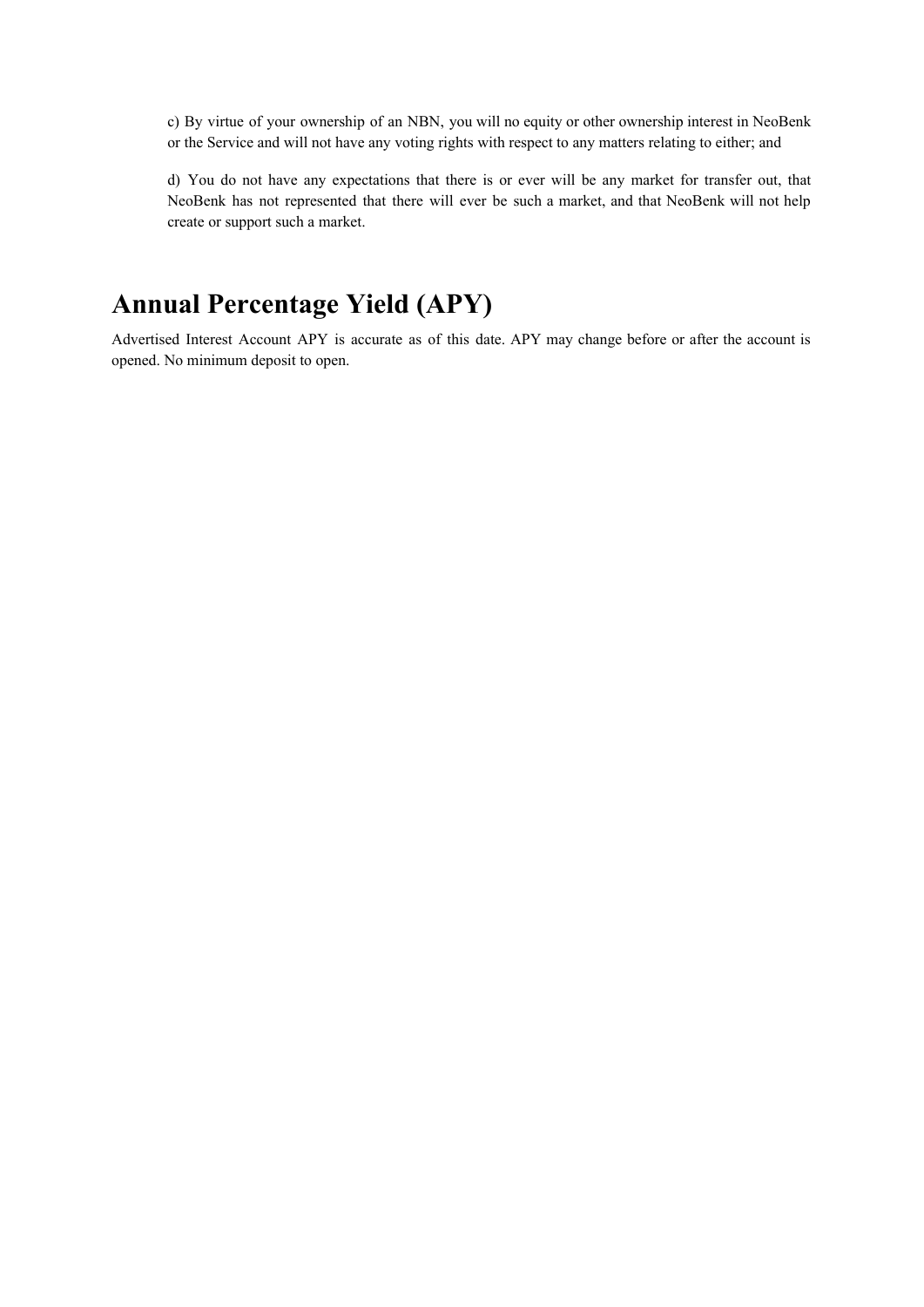c) By virtue of your ownership of an NBN, you will no equity or other ownership interest in NeoBenk or the Service and will not have any voting rights with respect to any matters relating to either; and

d) You do not have any expectations that there is or ever will be any market for transfer out, that NeoBenk has not represented that there will ever be such a market, and that NeoBenk will not help create or support such a market.

# Annual Percentage Yield (APY)

Advertised Interest Account APY is accurate as of this date. APY may change before or after the account is opened. No minimum deposit to open.